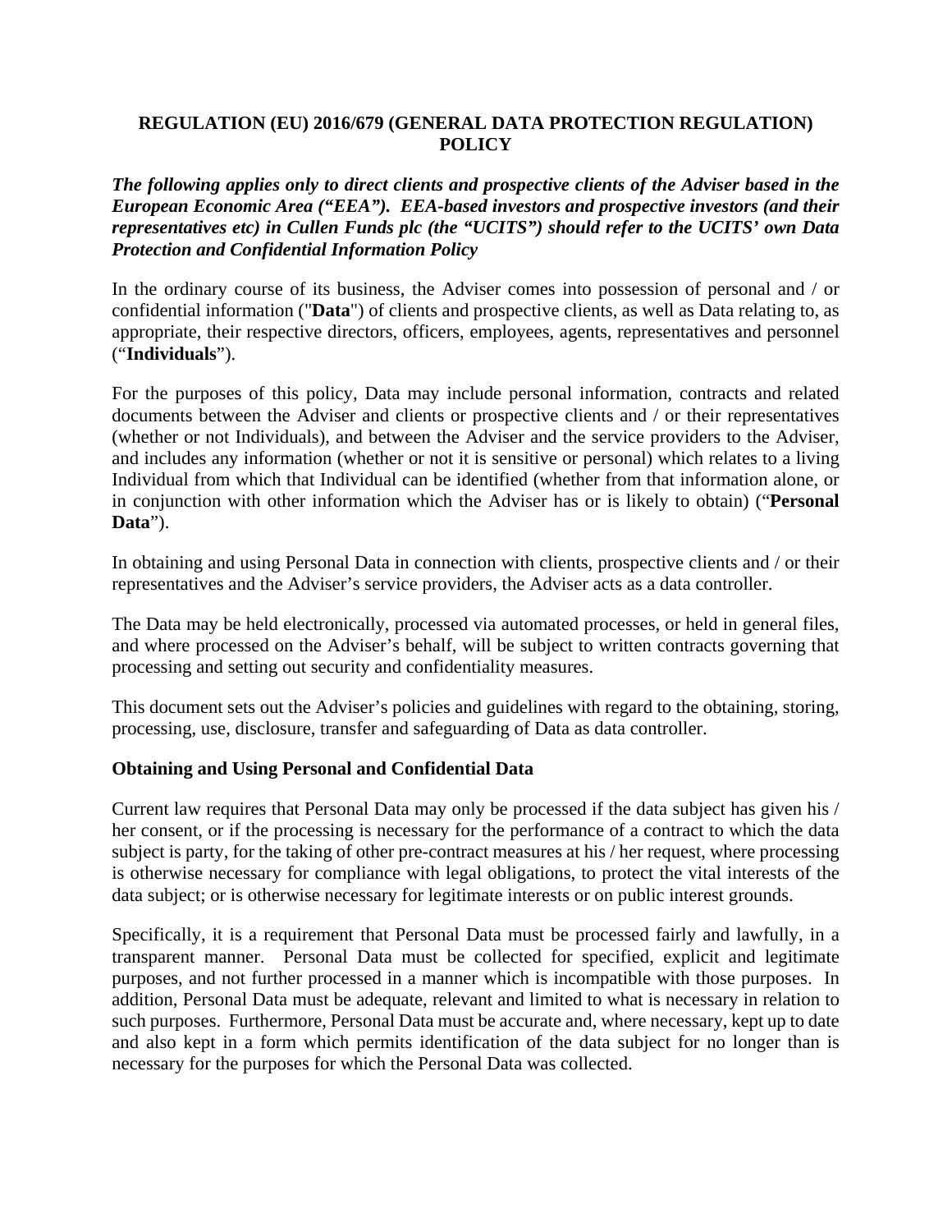# REGULATION (EU) 2016/679 (GENERAL DATA PROTECTION REGULATION) POLICY

***The following applies only to direct clients and prospective clients of the Adviser based in the European Economic Area ("EEA"). EEA-based investors and prospective investors (and their representatives etc) in Cullen Funds plc (the "UCITS") should refer to the UCITS' own Data Protection and Confidential Information Policy***

In the ordinary course of its business, the Adviser comes into possession of personal and / or confidential information ("**Data**") of clients and prospective clients, as well as Data relating to, as appropriate, their respective directors, officers, employees, agents, representatives and personnel ("**Individuals**").

For the purposes of this policy, Data may include personal information, contracts and related documents between the Adviser and clients or prospective clients and / or their representatives (whether or not Individuals), and between the Adviser and the service providers to the Adviser, and includes any information (whether or not it is sensitive or personal) which relates to a living Individual from which that Individual can be identified (whether from that information alone, or in conjunction with other information which the Adviser has or is likely to obtain) ("**Personal Data**").

In obtaining and using Personal Data in connection with clients, prospective clients and / or their representatives and the Adviser's service providers, the Adviser acts as a data controller.

The Data may be held electronically, processed via automated processes, or held in general files, and where processed on the Adviser's behalf, will be subject to written contracts governing that processing and setting out security and confidentiality measures.

This document sets out the Adviser's policies and guidelines with regard to the obtaining, storing, processing, use, disclosure, transfer and safeguarding of Data as data controller.

## Obtaining and Using Personal and Confidential Data

Current law requires that Personal Data may only be processed if the data subject has given his / her consent, or if the processing is necessary for the performance of a contract to which the data subject is party, for the taking of other pre-contract measures at his / her request, where processing is otherwise necessary for compliance with legal obligations, to protect the vital interests of the data subject; or is otherwise necessary for legitimate interests or on public interest grounds.

Specifically, it is a requirement that Personal Data must be processed fairly and lawfully, in a transparent manner. Personal Data must be collected for specified, explicit and legitimate purposes, and not further processed in a manner which is incompatible with those purposes. In addition, Personal Data must be adequate, relevant and limited to what is necessary in relation to such purposes. Furthermore, Personal Data must be accurate and, where necessary, kept up to date and also kept in a form which permits identification of the data subject for no longer than is necessary for the purposes for which the Personal Data was collected.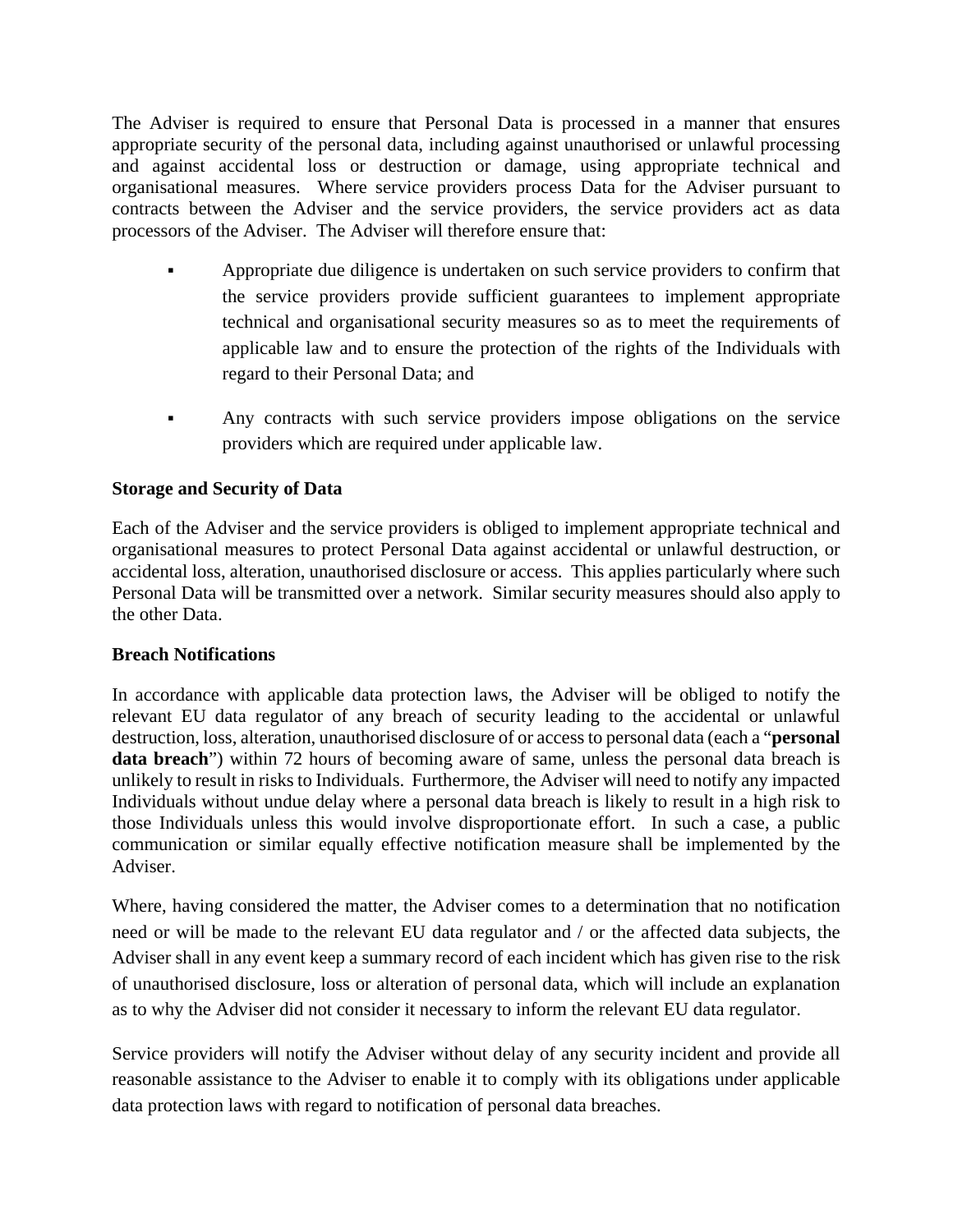The Adviser is required to ensure that Personal Data is processed in a manner that ensures appropriate security of the personal data, including against unauthorised or unlawful processing and against accidental loss or destruction or damage, using appropriate technical and organisational measures. Where service providers process Data for the Adviser pursuant to contracts between the Adviser and the service providers, the service providers act as data processors of the Adviser. The Adviser will therefore ensure that:

- Appropriate due diligence is undertaken on such service providers to confirm that the service providers provide sufficient guarantees to implement appropriate technical and organisational security measures so as to meet the requirements of applicable law and to ensure the protection of the rights of the Individuals with regard to their Personal Data; and

- Any contracts with such service providers impose obligations on the service providers which are required under applicable law.

**Storage and Security of Data**

Each of the Adviser and the service providers is obliged to implement appropriate technical and organisational measures to protect Personal Data against accidental or unlawful destruction, or accidental loss, alteration, unauthorised disclosure or access. This applies particularly where such Personal Data will be transmitted over a network. Similar security measures should also apply to the other Data.

**Breach Notifications**

In accordance with applicable data protection laws, the Adviser will be obliged to notify the relevant EU data regulator of any breach of security leading to the accidental or unlawful destruction, loss, alteration, unauthorised disclosure of or access to personal data (each a "**personal data breach**") within 72 hours of becoming aware of same, unless the personal data breach is unlikely to result in risks to Individuals. Furthermore, the Adviser will need to notify any impacted Individuals without undue delay where a personal data breach is likely to result in a high risk to those Individuals unless this would involve disproportionate effort. In such a case, a public communication or similar equally effective notification measure shall be implemented by the Adviser.

Where, having considered the matter, the Adviser comes to a determination that no notification need or will be made to the relevant EU data regulator and / or the affected data subjects, the Adviser shall in any event keep a summary record of each incident which has given rise to the risk of unauthorised disclosure, loss or alteration of personal data, which will include an explanation as to why the Adviser did not consider it necessary to inform the relevant EU data regulator.

Service providers will notify the Adviser without delay of any security incident and provide all reasonable assistance to the Adviser to enable it to comply with its obligations under applicable data protection laws with regard to notification of personal data breaches.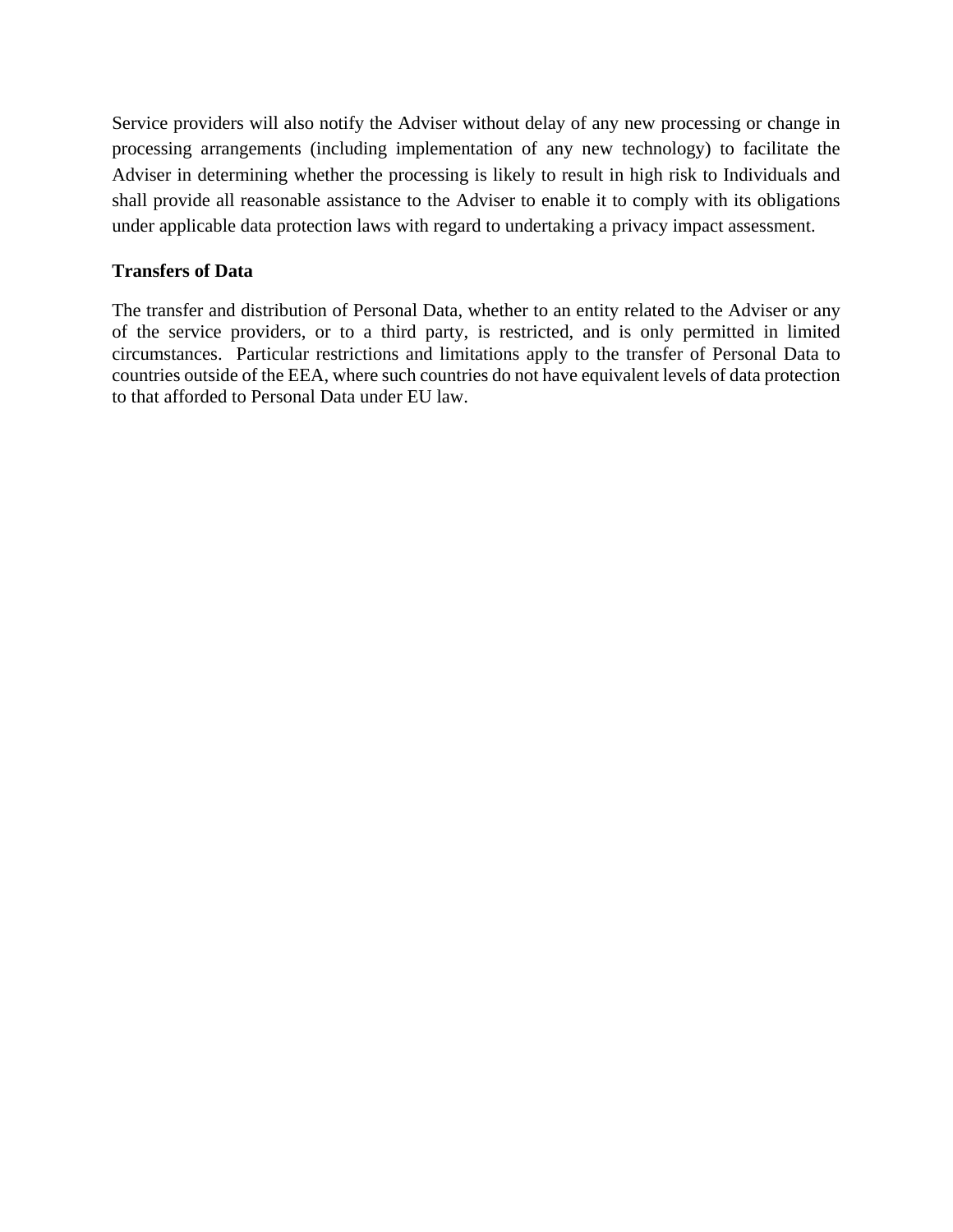Service providers will also notify the Adviser without delay of any new processing or change in processing arrangements (including implementation of any new technology) to facilitate the Adviser in determining whether the processing is likely to result in high risk to Individuals and shall provide all reasonable assistance to the Adviser to enable it to comply with its obligations under applicable data protection laws with regard to undertaking a privacy impact assessment.

**Transfers of Data**

The transfer and distribution of Personal Data, whether to an entity related to the Adviser or any of the service providers, or to a third party, is restricted, and is only permitted in limited circumstances. Particular restrictions and limitations apply to the transfer of Personal Data to countries outside of the EEA, where such countries do not have equivalent levels of data protection to that afforded to Personal Data under EU law.